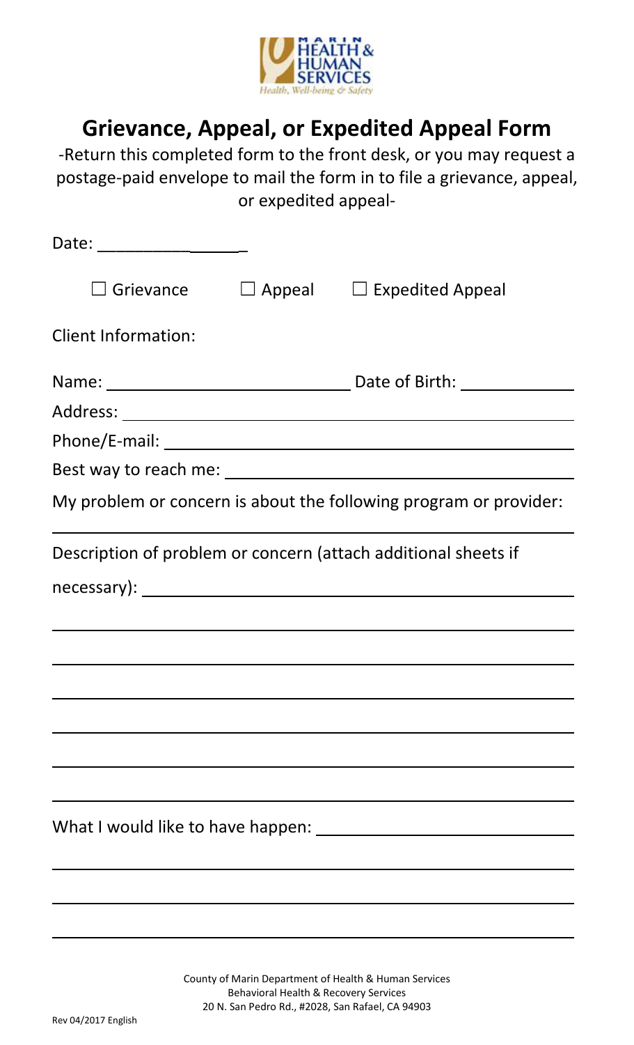# Grievance, Appeal, or Expedited Appeal Form

-Return this completed form to the front desk, or you may request a postage-paid envelope to mail the form in to file a grievance, appeal, or expedited appeal-

Date: ________________

☐ Grievance ☐ Appeal ☐ Expedited Appeal

Client Information:

Name: ____________________________ Date of Birth: _____________

Address: ________________________________________________

Phone/E-mail: ____________________________________________

Best way to reach me: ______________________________________

My problem or concern is about the following program or provider:

________________________________________________________

Description of problem or concern (attach additional sheets if necessary): ________________________________________________

________________________________________________________

________________________________________________________

________________________________________________________

________________________________________________________

________________________________________________________

________________________________________________________

What I would like to have happen: ____________________________

________________________________________________________

________________________________________________________

________________________________________________________

County of Marin Department of Health & Human Services
Behavioral Health & Recovery Services
20 N. San Pedro Rd., #2028, San Rafael, CA 94903

Rev 04/2017 English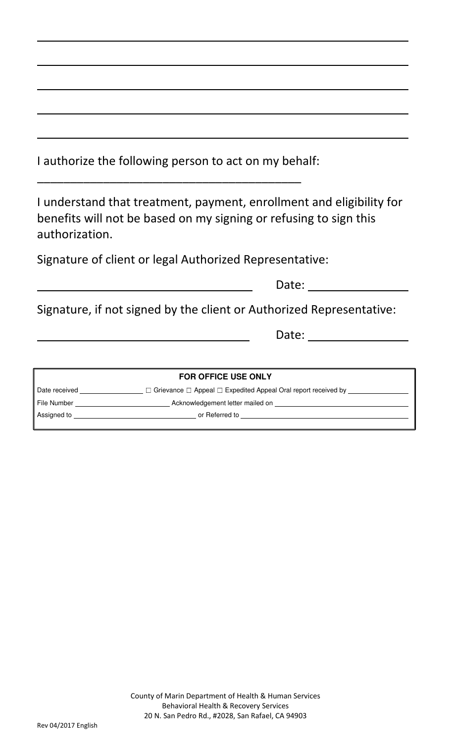\_\_\_\_\_\_\_\_\_\_\_\_\_\_\_\_\_\_\_\_\_\_\_\_\_\_\_\_\_\_\_\_\_\_\_\_\_\_\_\_\_\_\_\_\_\_\_\_\_\_\_\_\_\_\_\_

\_\_\_\_\_\_\_\_\_\_\_\_\_\_\_\_\_\_\_\_\_\_\_\_\_\_\_\_\_\_\_\_\_\_\_\_\_\_\_\_\_\_\_\_\_\_\_\_\_\_\_\_\_\_\_\_

\_\_\_\_\_\_\_\_\_\_\_\_\_\_\_\_\_\_\_\_\_\_\_\_\_\_\_\_\_\_\_\_\_\_\_\_\_\_\_\_\_\_\_\_\_\_\_\_\_\_\_\_\_\_\_\_

\_\_\_\_\_\_\_\_\_\_\_\_\_\_\_\_\_\_\_\_\_\_\_\_\_\_\_\_\_\_\_\_\_\_\_\_\_\_\_\_\_\_\_\_\_\_\_\_\_\_\_\_\_\_\_\_

\_\_\_\_\_\_\_\_\_\_\_\_\_\_\_\_\_\_\_\_\_\_\_\_\_\_\_\_\_\_\_\_\_\_\_\_\_\_\_\_\_\_\_\_\_\_\_\_\_\_\_\_\_\_\_\_

I authorize the following person to act on my behalf:

\_\_\_\_\_\_\_\_\_\_\_\_\_\_\_\_\_\_\_\_\_\_\_\_\_\_\_\_\_\_\_\_\_\_\_\_\_\_\_\_

I understand that treatment, payment, enrollment and eligibility for benefits will not be based on my signing or refusing to sign this authorization.

Signature of client or legal Authorized Representative:

\_\_\_\_\_\_\_\_\_\_\_\_\_\_\_\_\_\_\_\_\_\_\_\_\_\_\_\_\_\_\_\_ Date: \_\_\_\_\_\_\_\_\_\_\_\_\_\_\_

Signature, if not signed by the client or Authorized Representative:

\_\_\_\_\_\_\_\_\_\_\_\_\_\_\_\_\_\_\_\_\_\_\_\_\_\_\_\_\_\_\_\_ Date: \_\_\_\_\_\_\_\_\_\_\_\_\_\_\_

| FOR OFFICE USE ONLY | |
|---|---|
| Date received \_\_\_\_\_\_\_\_\_\_\_\_\_\_ | ☐ Grievance ☐ Appeal ☐ Expedited Appeal Oral report received by \_\_\_\_\_\_\_\_\_\_\_\_\_\_ |
| File Number \_\_\_\_\_\_\_\_\_\_\_\_\_\_\_\_\_\_\_\_ | Acknowledgement letter mailed on \_\_\_\_\_\_\_\_\_\_\_\_\_\_\_\_\_\_\_\_\_\_\_\_\_\_\_\_ |
| Assigned to \_\_\_\_\_\_\_\_\_\_\_\_\_\_\_\_\_\_\_\_\_\_\_\_\_\_ | or Referred to \_\_\_\_\_\_\_\_\_\_\_\_\_\_\_\_\_\_\_\_\_\_\_\_\_\_\_\_\_\_\_\_\_\_\_\_ |

County of Marin Department of Health & Human Services
Behavioral Health & Recovery Services
20 N. San Pedro Rd., #2028, San Rafael, CA 94903

Rev 04/2017 English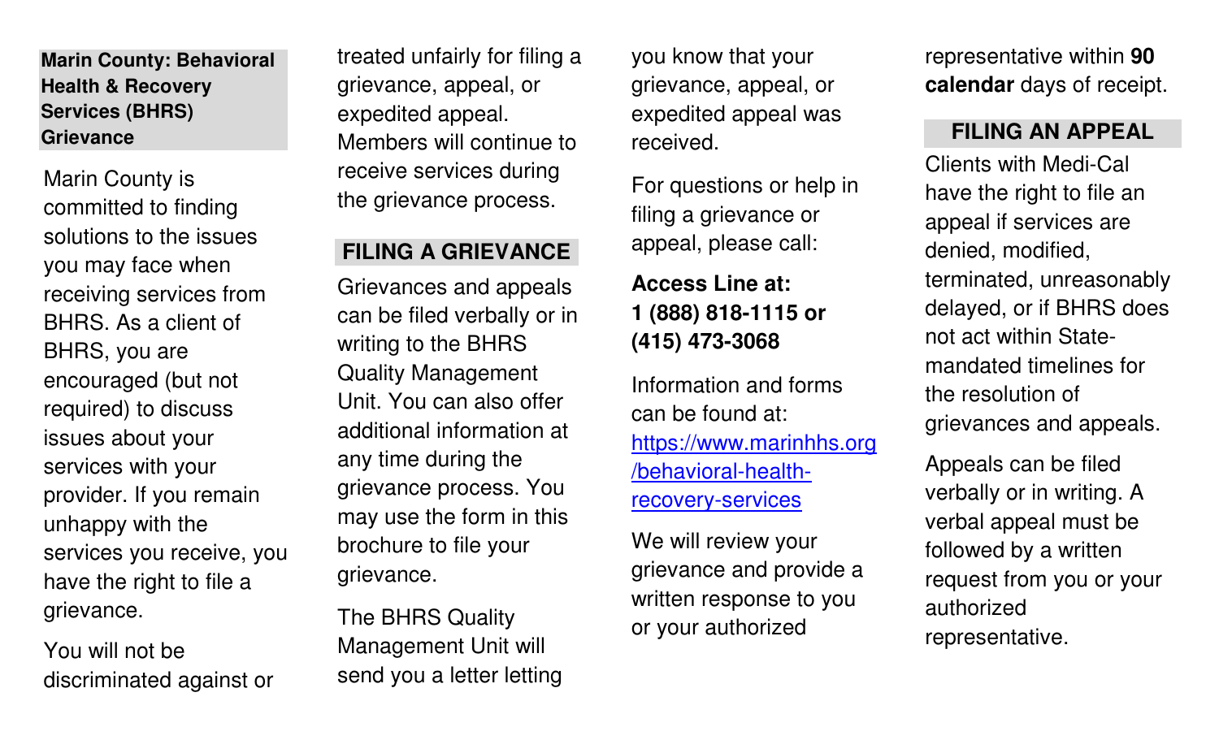## Marin County: Behavioral Health & Recovery Services (BHRS) Grievance

Marin County is committed to finding solutions to the issues you may face when receiving services from BHRS. As a client of BHRS, you are encouraged (but not required) to discuss issues about your services with your provider. If you remain unhappy with the services you receive, you have the right to file a grievance.

You will not be discriminated against or treated unfairly for filing a grievance, appeal, or expedited appeal. Members will continue to receive services during the grievance process.

## FILING A GRIEVANCE

Grievances and appeals can be filed verbally or in writing to the BHRS Quality Management Unit. You can also offer additional information at any time during the grievance process. You may use the form in this brochure to file your grievance.

The BHRS Quality Management Unit will send you a letter letting you know that your grievance, appeal, or expedited appeal was received.

For questions or help in filing a grievance or appeal, please call:

**Access Line at:**
**1 (888) 818-1115 or (415) 473-3068**

Information and forms can be found at: [https://www.marinhhs.org/behavioral-health-recovery-services](https://www.marinhhs.org/behavioral-health-recovery-services)

We will review your grievance and provide a written response to you or your authorized representative within **90 calendar** days of receipt.

## FILING AN APPEAL

Clients with Medi-Cal have the right to file an appeal if services are denied, modified, terminated, unreasonably delayed, or if BHRS does not act within State-mandated timelines for the resolution of grievances and appeals.

Appeals can be filed verbally or in writing. A verbal appeal must be followed by a written request from you or your authorized representative.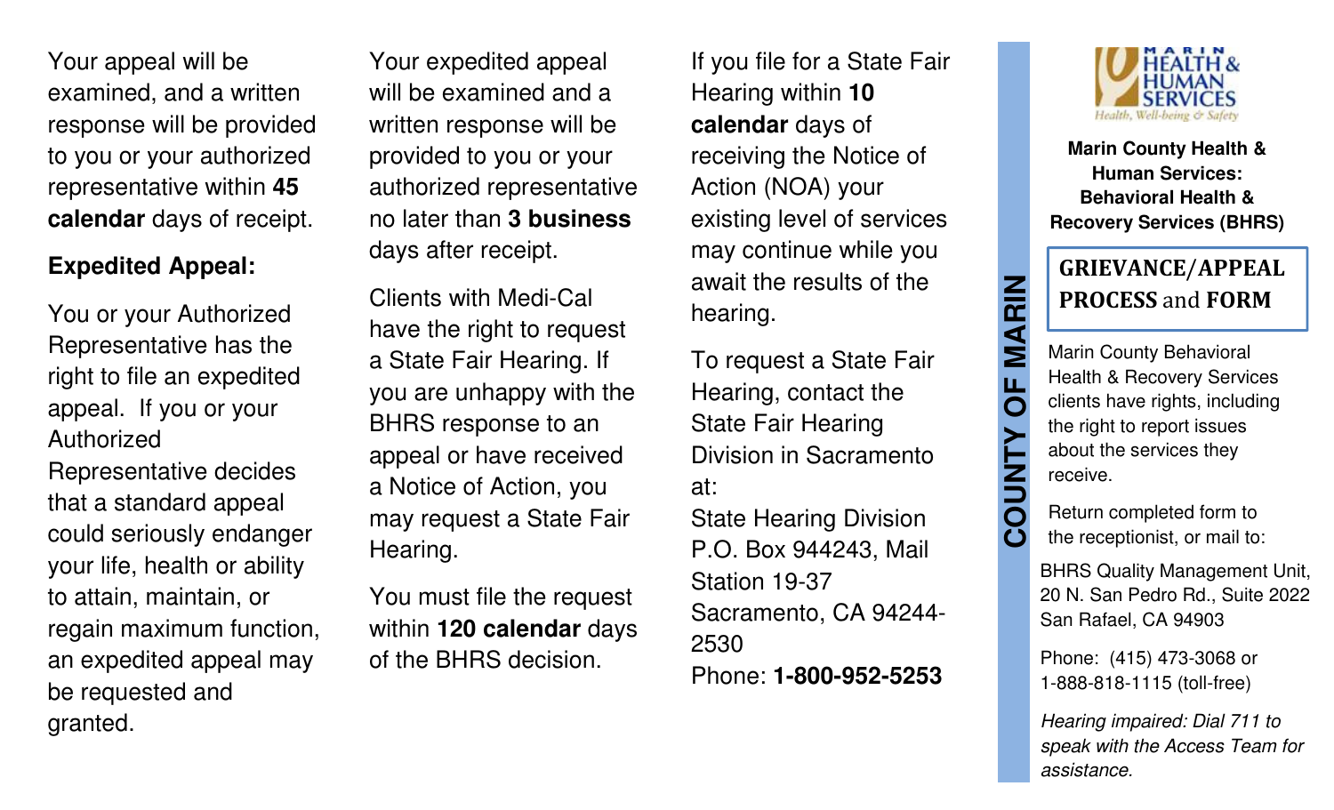Your appeal will be examined, and a written response will be provided to you or your authorized representative within **45 calendar** days of receipt.

**Expedited Appeal:**

You or your Authorized Representative has the right to file an expedited appeal. If you or your Authorized Representative decides that a standard appeal could seriously endanger your life, health or ability to attain, maintain, or regain maximum function, an expedited appeal may be requested and granted.

Your expedited appeal will be examined and a written response will be provided to you or your authorized representative no later than **3 business** days after receipt.

Clients with Medi-Cal have the right to request a State Fair Hearing. If you are unhappy with the BHRS response to an appeal or have received a Notice of Action, you may request a State Fair Hearing.

You must file the request within **120 calendar** days of the BHRS decision.

If you file for a State Fair Hearing within **10 calendar** days of receiving the Notice of Action (NOA) your existing level of services may continue while you await the results of the hearing.

To request a State Fair Hearing, contact the State Fair Hearing Division in Sacramento at:
State Hearing Division
P.O. Box 944243, Mail Station 19-37
Sacramento, CA 94244-2530
Phone: **1-800-952-5253**

COUNTY OF MARIN

MARIN HEALTH & HUMAN SERVICES
*Health, Well-being & Safety*

**Marin County Health & Human Services: Behavioral Health & Recovery Services (BHRS)**

# GRIEVANCE/APPEAL PROCESS and FORM

Marin County Behavioral Health & Recovery Services clients have rights, including the right to report issues about the services they receive.

Return completed form to the receptionist, or mail to:

BHRS Quality Management Unit,
20 N. San Pedro Rd., Suite 2022
San Rafael, CA 94903

Phone: (415) 473-3068 or 1-888-818-1115 (toll-free)

*Hearing impaired: Dial 711 to speak with the Access Team for assistance.*